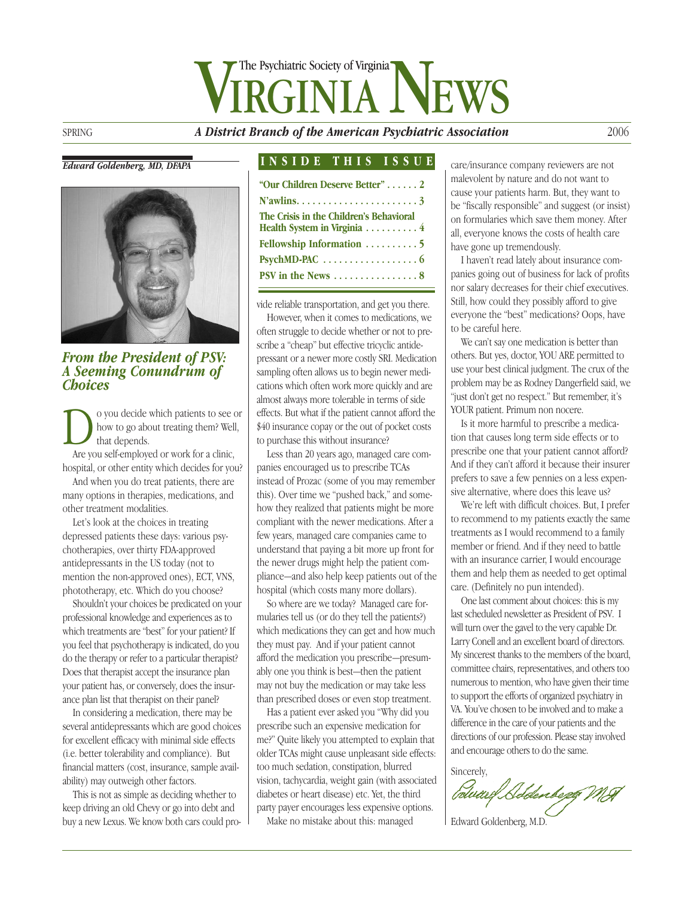# VIRGINIA NEWS

The Psychiatric Society of Virginia

SPRING — *A District Branch of the American Psychiatric Association* — 2006

**INSIDE THIS ISSUE**

| | |
|---|---|
| "Our Children Deserve Better" | 2 |
| N'awlins | 3 |
| The Crisis in the Children's Behavioral Health System in Virginia | 4 |
| Fellowship Information | 5 |
| PsychMD-PAC | 6 |
| PSV in the News | 8 |

***Edward Goldenberg, MD, DFAPA***

## *From the President of PSV: A Seeming Conundrum of Choices*

Do you decide which patients to see or how to go about treating them? Well, that depends.

Are you self-employed or work for a clinic, hospital, or other entity which decides for you?

And when you do treat patients, there are many options in therapies, medications, and other treatment modalities.

Let's look at the choices in treating depressed patients these days: various psychotherapies, over thirty FDA-approved antidepressants in the US today (not to mention the non-approved ones), ECT, VNS, phototherapy, etc. Which do you choose?

Shouldn't your choices be predicated on your professional knowledge and experiences as to which treatments are "best" for your patient? If you feel that psychotherapy is indicated, do you do the therapy or refer to a particular therapist? Does that therapist accept the insurance plan your patient has, or conversely, does the insurance plan list that therapist on their panel?

In considering a medication, there may be several antidepressants which are good choices for excellent efficacy with minimal side effects (i.e. better tolerability and compliance). But financial matters (cost, insurance, sample availability) may outweigh other factors.

This is not as simple as deciding whether to keep driving an old Chevy or go into debt and buy a new Lexus. We know both cars could provide reliable transportation, and get you there.

However, when it comes to medications, we often struggle to decide whether or not to prescribe a "cheap" but effective tricyclic antidepressant or a newer more costly SRI. Medication sampling often allows us to begin newer medications which often work more quickly and are almost always more tolerable in terms of side effects. But what if the patient cannot afford the $40 insurance copay or the out of pocket costs to purchase this without insurance?

Less than 20 years ago, managed care companies encouraged us to prescribe TCAs instead of Prozac (some of you may remember this). Over time we "pushed back," and somehow they realized that patients might be more compliant with the newer medications. After a few years, managed care companies came to understand that paying a bit more up front for the newer drugs might help the patient compliance—and also help keep patients out of the hospital (which costs many more dollars).

So where are we today? Managed care formularies tell us (or do they tell the patients?) which medications they can get and how much they must pay. And if your patient cannot afford the medication you prescribe—presumably one you think is best—then the patient may not buy the medication or may take less than prescribed doses or even stop treatment.

Has a patient ever asked you "Why did you prescribe such an expensive medication for me?" Quite likely you attempted to explain that older TCAs might cause unpleasant side effects: too much sedation, constipation, blurred vision, tachycardia, weight gain (with associated diabetes or heart disease) etc. Yet, the third party payer encourages less expensive options.

Make no mistake about this: managed care/insurance company reviewers are not malevolent by nature and do not want to cause your patients harm. But, they want to be "fiscally responsible" and suggest (or insist) on formularies which save them money. After all, everyone knows the costs of health care have gone up tremendously.

I haven't read lately about insurance companies going out of business for lack of profits nor salary decreases for their chief executives. Still, how could they possibly afford to give everyone the "best" medications? Oops, have to be careful here.

We can't say one medication is better than others. But yes, doctor, YOU ARE permitted to use your best clinical judgment. The crux of the problem may be as Rodney Dangerfield said, we "just don't get no respect." But remember, it's YOUR patient. Primum non nocere.

Is it more harmful to prescribe a medication that causes long term side effects or to prescribe one that your patient cannot afford? And if they can't afford it because their insurer prefers to save a few pennies on a less expensive alternative, where does this leave us?

We're left with difficult choices. But, I prefer to recommend to my patients exactly the same treatments as I would recommend to a family member or friend. And if they need to battle with an insurance carrier, I would encourage them and help them as needed to get optimal care. (Definitely no pun intended).

One last comment about choices: this is my last scheduled newsletter as President of PSV. I will turn over the gavel to the very capable Dr. Larry Conell and an excellent board of directors. My sincerest thanks to the members of the board, committee chairs, representatives, and others too numerous to mention, who have given their time to support the efforts of organized psychiatry in VA. You've chosen to be involved and to make a difference in the care of your patients and the directions of our profession. Please stay involved and encourage others to do the same.

Sincerely,

Edward Goldenberg, M.D.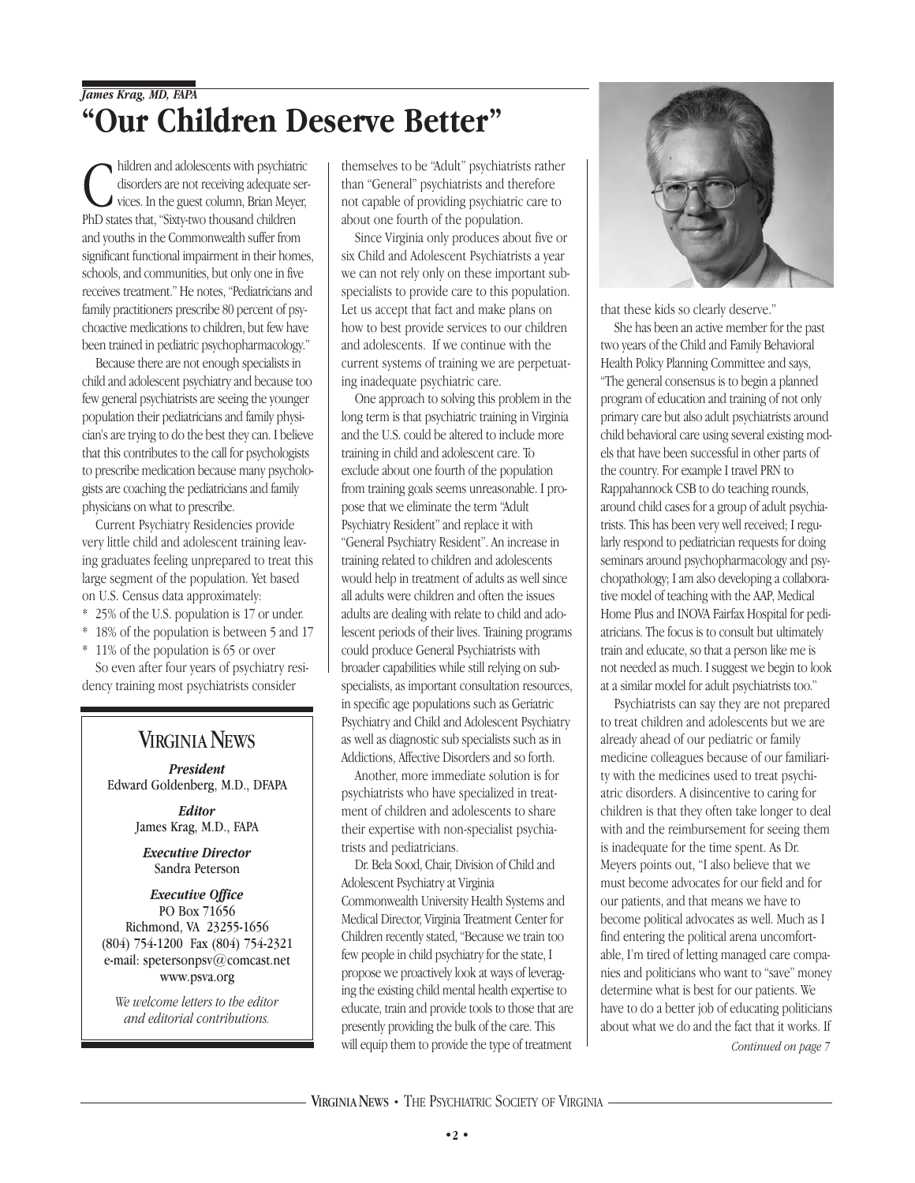*James Krag, MD, FAPA*

# "Our Children Deserve Better"

Children and adolescents with psychiatric disorders are not receiving adequate services. In the guest column, Brian Meyer, PhD states that, "Sixty-two thousand children and youths in the Commonwealth suffer from significant functional impairment in their homes, schools, and communities, but only one in five receives treatment." He notes, "Pediatricians and family practitioners prescribe 80 percent of psychoactive medications to children, but few have been trained in pediatric psychopharmacology."

Because there are not enough specialists in child and adolescent psychiatry and because too few general psychiatrists are seeing the younger population their pediatricians and family physician's are trying to do the best they can. I believe that this contributes to the call for psychologists to prescribe medication because many psychologists are coaching the pediatricians and family physicians on what to prescribe.

Current Psychiatry Residencies provide very little child and adolescent training leaving graduates feeling unprepared to treat this large segment of the population. Yet based on U.S. Census data approximately:

* 25% of the U.S. population is 17 or under.
* 18% of the population is between 5 and 17
* 11% of the population is 65 or over

So even after four years of psychiatry residency training most psychiatrists consider themselves to be "Adult" psychiatrists rather than "General" psychiatrists and therefore not capable of providing psychiatric care to about one fourth of the population.

Since Virginia only produces about five or six Child and Adolescent Psychiatrists a year we can not rely only on these important subspecialists to provide care to this population. Let us accept that fact and make plans on how to best provide services to our children and adolescents. If we continue with the current systems of training we are perpetuating inadequate psychiatric care.

One approach to solving this problem in the long term is that psychiatric training in Virginia and the U.S. could be altered to include more training in child and adolescent care. To exclude about one fourth of the population from training goals seems unreasonable. I propose that we eliminate the term "Adult Psychiatry Resident" and replace it with "General Psychiatry Resident". An increase in training related to children and adolescents would help in treatment of adults as well since all adults were children and often the issues adults are dealing with relate to child and adolescent periods of their lives. Training programs could produce General Psychiatrists with broader capabilities while still relying on subspecialists, as important consultation resources, in specific age populations such as Geriatric Psychiatry and Child and Adolescent Psychiatry as well as diagnostic sub specialists such as in Addictions, Affective Disorders and so forth.

Another, more immediate solution is for psychiatrists who have specialized in treatment of children and adolescents to share their expertise with non-specialist psychiatrists and pediatricians.

Dr. Bela Sood, Chair, Division of Child and Adolescent Psychiatry at Virginia Commonwealth University Health Systems and Medical Director, Virginia Treatment Center for Children recently stated, "Because we train too few people in child psychiatry for the state, I propose we proactively look at ways of leveraging the existing child mental health expertise to educate, train and provide tools to those that are presently providing the bulk of the care. This will equip them to provide the type of treatment that these kids so clearly deserve."

She has been an active member for the past two years of the Child and Family Behavioral Health Policy Planning Committee and says, "The general consensus is to begin a planned program of education and training of not only primary care but also adult psychiatrists around child behavioral care using several existing models that have been successful in other parts of the country. For example I travel PRN to Rappahannock CSB to do teaching rounds, around child cases for a group of adult psychiatrists. This has been very well received; I regularly respond to pediatrician requests for doing seminars around psychopharmacology and psychopathology; I am also developing a collaborative model of teaching with the AAP, Medical Home Plus and INOVA Fairfax Hospital for pediatricians. The focus is to consult but ultimately train and educate, so that a person like me is not needed as much. I suggest we begin to look at a similar model for adult psychiatrists too."

Psychiatrists can say they are not prepared to treat children and adolescents but we are already ahead of our pediatric or family medicine colleagues because of our familiarity with the medicines used to treat psychiatric disorders. A disincentive to caring for children is that they often take longer to deal with and the reimbursement for seeing them is inadequate for the time spent. As Dr. Meyers points out, "I also believe that we must become advocates for our field and for our patients, and that means we have to become political advocates as well. Much as I find entering the political arena uncomfortable, I'm tired of letting managed care companies and politicians who want to "save" money determine what is best for our patients. We have to do a better job of educating politicians about what we do and the fact that it works. If

*Continued on page 7*

## VIRGINIA NEWS

***President***
Edward Goldenberg, M.D., DFAPA

***Editor***
James Krag, M.D., FAPA

***Executive Director***
Sandra Peterson

***Executive Office***
PO Box 71656
Richmond, VA 23255-1656
(804) 754-1200 Fax (804) 754-2321
e-mail: spetersonpsv@comcast.net
www.psva.org

*We welcome letters to the editor and editorial contributions.*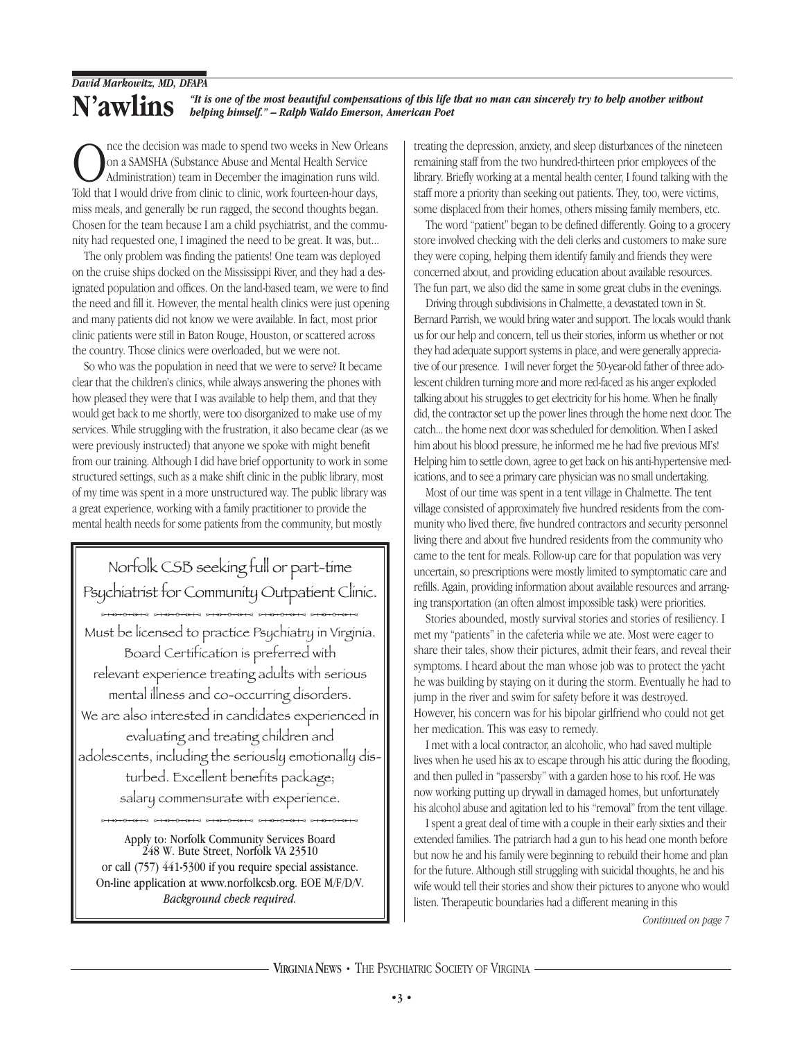*David Markowitz, MD, DFAPA*

# N'awlins

***"It is one of the most beautiful compensations of this life that no man can sincerely try to help another without helping himself." – Ralph Waldo Emerson, American Poet***

Once the decision was made to spend two weeks in New Orleans on a SAMSHA (Substance Abuse and Mental Health Service Administration) team in December the imagination runs wild. Told that I would drive from clinic to clinic, work fourteen-hour days, miss meals, and generally be run ragged, the second thoughts began. Chosen for the team because I am a child psychiatrist, and the community had requested one, I imagined the need to be great. It was, but...

The only problem was finding the patients! One team was deployed on the cruise ships docked on the Mississippi River, and they had a designated population and offices. On the land-based team, we were to find the need and fill it. However, the mental health clinics were just opening and many patients did not know we were available. In fact, most prior clinic patients were still in Baton Rouge, Houston, or scattered across the country. Those clinics were overloaded, but we were not.

So who was the population in need that we were to serve? It became clear that the children's clinics, while always answering the phones with how pleased they were that I was available to help them, and that they would get back to me shortly, were too disorganized to make use of my services. While struggling with the frustration, it also became clear (as we were previously instructed) that anyone we spoke with might benefit from our training. Although I did have brief opportunity to work in some structured settings, such as a make shift clinic in the public library, most of my time was spent in a more unstructured way. The public library was a great experience, working with a family practitioner to provide the mental health needs for some patients from the community, but mostly treating the depression, anxiety, and sleep disturbances of the nineteen remaining staff from the two hundred-thirteen prior employees of the library. Briefly working at a mental health center, I found talking with the staff more a priority than seeking out patients. They, too, were victims, some displaced from their homes, others missing family members, etc.

The word "patient" began to be defined differently. Going to a grocery store involved checking with the deli clerks and customers to make sure they were coping, helping them identify family and friends they were concerned about, and providing education about available resources. The fun part, we also did the same in some great clubs in the evenings.

Driving through subdivisions in Chalmette, a devastated town in St. Bernard Parrish, we would bring water and support. The locals would thank us for our help and concern, tell us their stories, inform us whether or not they had adequate support systems in place, and were generally appreciative of our presence. I will never forget the 50-year-old father of three adolescent children turning more and more red-faced as his anger exploded talking about his struggles to get electricity for his home. When he finally did, the contractor set up the power lines through the home next door. The catch... the home next door was scheduled for demolition. When I asked him about his blood pressure, he informed me he had five previous MI's! Helping him to settle down, agree to get back on his anti-hypertensive medications, and to see a primary care physician was no small undertaking.

Most of our time was spent in a tent village in Chalmette. The tent village consisted of approximately five hundred residents from the community who lived there, five hundred contractors and security personnel living there and about five hundred residents from the community who came to the tent for meals. Follow-up care for that population was very uncertain, so prescriptions were mostly limited to symptomatic care and refills. Again, providing information about available resources and arranging transportation (an often almost impossible task) were priorities.

Stories abounded, mostly survival stories and stories of resiliency. I met my "patients" in the cafeteria while we ate. Most were eager to share their tales, show their pictures, admit their fears, and reveal their symptoms. I heard about the man whose job was to protect the yacht he was building by staying on it during the storm. Eventually he had to jump in the river and swim for safety before it was destroyed. However, his concern was for his bipolar girlfriend who could not get her medication. This was easy to remedy.

I met with a local contractor, an alcoholic, who had saved multiple lives when he used his ax to escape through his attic during the flooding, and then pulled in "passersby" with a garden hose to his roof. He was now working putting up drywall in damaged homes, but unfortunately his alcohol abuse and agitation led to his "removal" from the tent village.

I spent a great deal of time with a couple in their early sixties and their extended families. The patriarch had a gun to his head one month before but now he and his family were beginning to rebuild their home and plan for the future. Although still struggling with suicidal thoughts, he and his wife would tell their stories and show their pictures to anyone who would listen. Therapeutic boundaries had a different meaning in this

*Continued on page 7*

---

Norfolk CSB seeking full or part-time Psychiatrist for Community Outpatient Clinic.

Must be licensed to practice Psychiatry in Virginia. Board Certification is preferred with relevant experience treating adults with serious mental illness and co-occurring disorders. We are also interested in candidates experienced in evaluating and treating children and adolescents, including the seriously emotionally disturbed. Excellent benefits package; salary commensurate with experience.

Apply to: Norfolk Community Services Board
248 W. Bute Street, Norfolk VA 23510
or call (757) 441-5300 if you require special assistance.
On-line application at www.norfolkcsb.org. EOE M/F/D/V.
*Background check required.*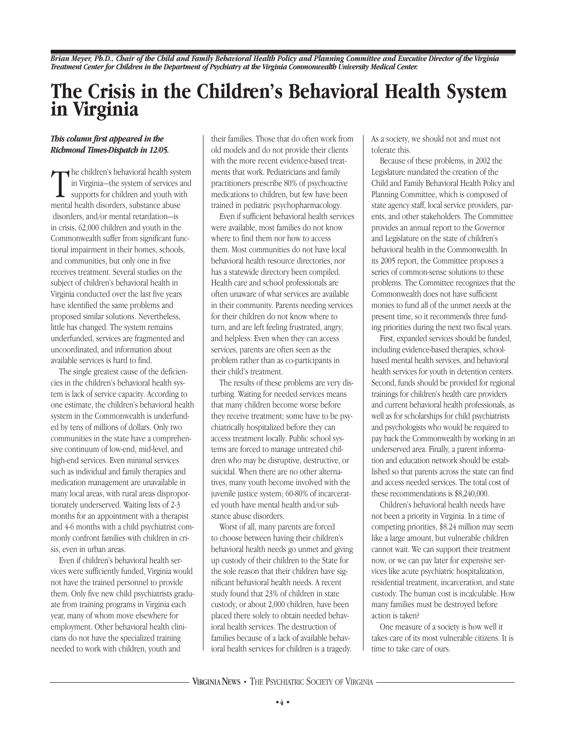*Brian Meyer, Ph.D., Chair of the Child and Family Behavioral Health Policy and Planning Committee and Executive Director of the Virginia Treatment Center for Children in the Department of Psychiatry at the Virginia Commonwealth University Medical Center.*

# The Crisis in the Children's Behavioral Health System in Virginia

***This column first appeared in the Richmond Times-Dispatch in 12/05.***

The children's behavioral health system in Virginia—the system of services and supports for children and youth with mental health disorders, substance abuse disorders, and/or mental retardation—is in crisis. 62,000 children and youth in the Commonwealth suffer from significant functional impairment in their homes, schools, and communities, but only one in five receives treatment. Several studies on the subject of children's behavioral health in Virginia conducted over the last five years have identified the same problems and proposed similar solutions. Nevertheless, little has changed. The system remains underfunded, services are fragmented and uncoordinated, and information about available services is hard to find.

The single greatest cause of the deficiencies in the children's behavioral health system is lack of service capacity. According to one estimate, the children's behavioral health system in the Commonwealth is underfunded by tens of millions of dollars. Only two communities in the state have a comprehensive continuum of low-end, mid-level, and high-end services. Even minimal services such as individual and family therapies and medication management are unavailable in many local areas, with rural areas disproportionately underserved. Waiting lists of 2-3 months for an appointment with a therapist and 4-6 months with a child psychiatrist commonly confront families with children in crisis, even in urban areas.

Even if children's behavioral health services were sufficiently funded, Virginia would not have the trained personnel to provide them. Only five new child psychiatrists graduate from training programs in Virginia each year, many of whom move elsewhere for employment. Other behavioral health clinicians do not have the specialized training needed to work with children, youth and their families. Those that do often work from old models and do not provide their clients with the more recent evidence-based treatments that work. Pediatricians and family practitioners prescribe 80% of psychoactive medications to children, but few have been trained in pediatric psychopharmacology.

Even if sufficient behavioral health services were available, most families do not know where to find them nor how to access them. Most communities do not have local behavioral health resource directories, nor has a statewide directory been compiled. Health care and school professionals are often unaware of what services are available in their community. Parents needing services for their children do not know where to turn, and are left feeling frustrated, angry, and helpless. Even when they can access services, parents are often seen as the problem rather than as co-participants in their child's treatment.

The results of these problems are very disturbing. Waiting for needed services means that many children become worse before they receive treatment; some have to be psychiatrically hospitalized before they can access treatment locally. Public school systems are forced to manage untreated children who may be disruptive, destructive, or suicidal. When there are no other alternatives, many youth become involved with the juvenile justice system; 60-80% of incarcerated youth have mental health and/or substance abuse disorders.

Worst of all, many parents are forced to choose between having their children's behavioral health needs go unmet and giving up custody of their children to the State for the sole reason that their children have significant behavioral health needs. A recent study found that 23% of children in state custody, or about 2,000 children, have been placed there solely to obtain needed behavioral health services. The destruction of families because of a lack of available behavioral health services for children is a tragedy. As a society, we should not and must not tolerate this.

Because of these problems, in 2002 the Legislature mandated the creation of the Child and Family Behavioral Health Policy and Planning Committee, which is composed of state agency staff, local service providers, parents, and other stakeholders. The Committee provides an annual report to the Governor and Legislature on the state of children's behavioral health in the Commonwealth. In its 2005 report, the Committee proposes a series of common-sense solutions to these problems. The Committee recognizes that the Commonwealth does not have sufficient monies to fund all of the unmet needs at the present time, so it recommends three funding priorities during the next two fiscal years.

First, expanded services should be funded, including evidence-based therapies, school-based mental health services, and behavioral health services for youth in detention centers. Second, funds should be provided for regional trainings for children's health care providers and current behavioral health professionals, as well as for scholarships for child psychiatrists and psychologists who would be required to pay back the Commonwealth by working in an underserved area. Finally, a parent information and education network should be established so that parents across the state can find and access needed services. The total cost of these recommendations is $8,240,000.

Children's behavioral health needs have not been a priority in Virginia. In a time of competing priorities, $8.24 million may seem like a large amount, but vulnerable children cannot wait. We can support their treatment now, or we can pay later for expensive services like acute psychiatric hospitalization, residential treatment, incarceration, and state custody. The human cost is incalculable. How many families must be destroyed before action is taken?

One measure of a society is how well it takes care of its most vulnerable citizens. It is time to take care of ours.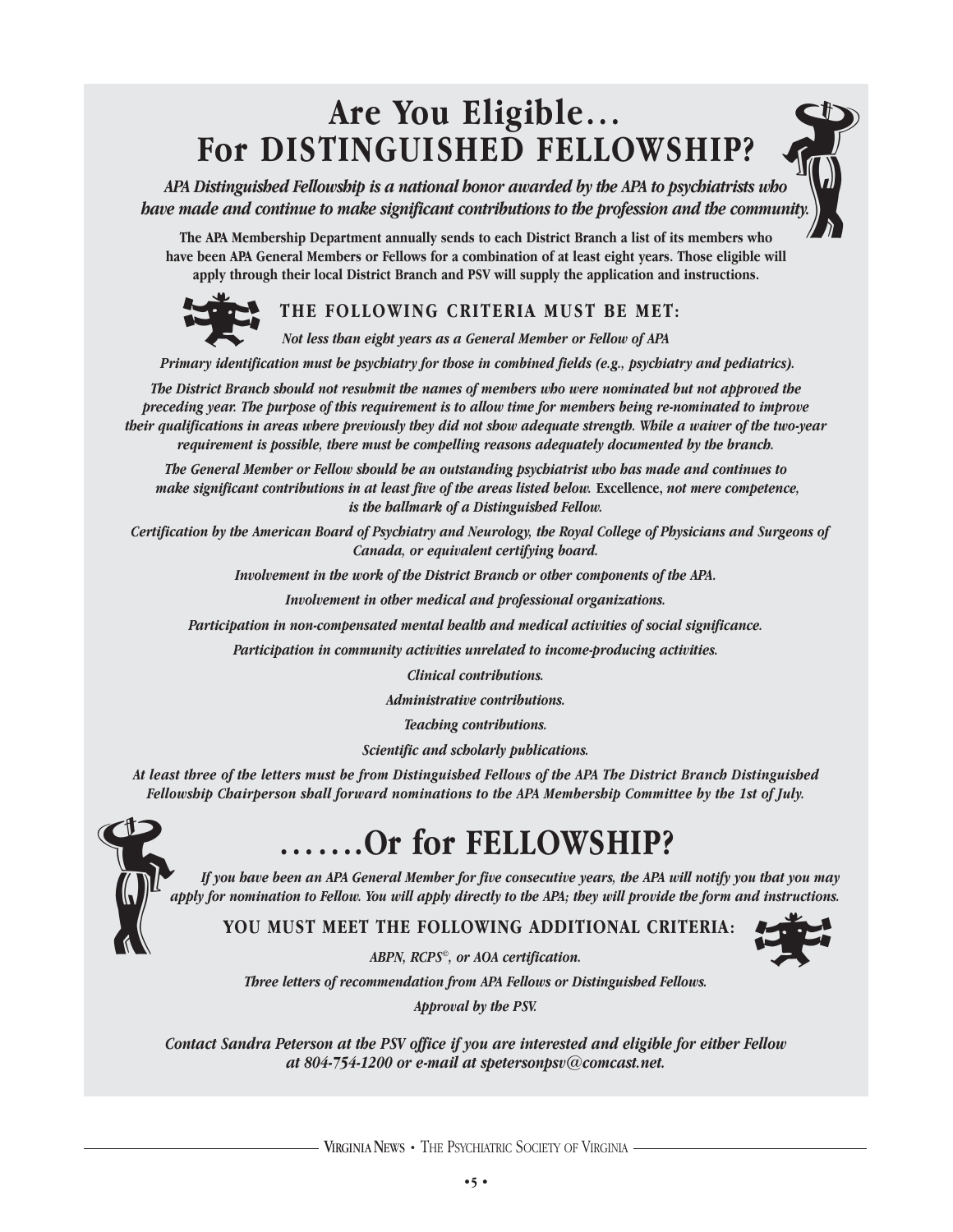# Are You Eligible… For DISTINGUISHED FELLOWSHIP?

***APA Distinguished Fellowship is a national honor awarded by the APA to psychiatrists who have made and continue to make significant contributions to the profession and the community.***

**The APA Membership Department annually sends to each District Branch a list of its members who have been APA General Members or Fellows for a combination of at least eight years. Those eligible will apply through their local District Branch and PSV will supply the application and instructions.**

## THE FOLLOWING CRITERIA MUST BE MET:

*Not less than eight years as a General Member or Fellow of APA*

*Primary identification must be psychiatry for those in combined fields (e.g., psychiatry and pediatrics).*

*The District Branch should not resubmit the names of members who were nominated but not approved the preceding year. The purpose of this requirement is to allow time for members being re-nominated to improve their qualifications in areas where previously they did not show adequate strength. While a waiver of the two-year requirement is possible, there must be compelling reasons adequately documented by the branch.*

*The General Member or Fellow should be an outstanding psychiatrist who has made and continues to make significant contributions in at least five of the areas listed below.* Excellence, *not mere competence, is the hallmark of a Distinguished Fellow.*

*Certification by the American Board of Psychiatry and Neurology, the Royal College of Physicians and Surgeons of Canada, or equivalent certifying board.*

*Involvement in the work of the District Branch or other components of the APA.*

*Involvement in other medical and professional organizations.*

*Participation in non-compensated mental health and medical activities of social significance.*

*Participation in community activities unrelated to income-producing activities.*

*Clinical contributions.*

*Administrative contributions.*

*Teaching contributions.*

*Scientific and scholarly publications.*

*At least three of the letters must be from Distinguished Fellows of the APA The District Branch Distinguished Fellowship Chairperson shall forward nominations to the APA Membership Committee by the 1st of July.*

# …….Or for FELLOWSHIP?

*If you have been an APA General Member for five consecutive years, the APA will notify you that you may apply for nomination to Fellow. You will apply directly to the APA; they will provide the form and instructions.*

## YOU MUST MEET THE FOLLOWING ADDITIONAL CRITERIA:

*ABPN, RCPS©, or AOA certification.*

*Three letters of recommendation from APA Fellows or Distinguished Fellows.*

*Approval by the PSV.*

*Contact Sandra Peterson at the PSV office if you are interested and eligible for either Fellow at 804-754-1200 or e-mail at spetersonpsv@comcast.net.*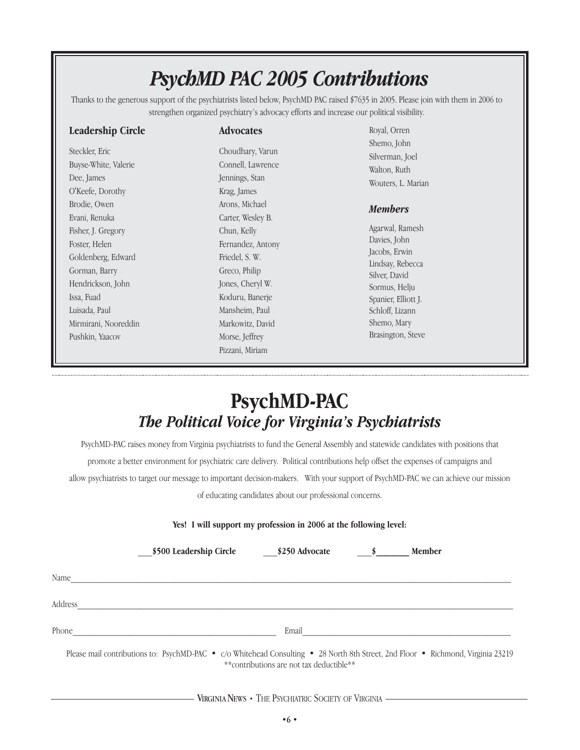# *PsychMD PAC 2005 Contributions*

Thanks to the generous support of the psychiatrists listed below, PsychMD PAC raised $7635 in 2005. Please join with them in 2006 to strengthen organized psychiatry's advocacy efforts and increase our political visibility.

### Leadership Circle

Steckler, Eric
Buyse-White, Valerie
Dee, James
O'Keefe, Dorothy
Brodie, Owen
Evani, Renuka
Fisher, J. Gregory
Foster, Helen
Goldenberg, Edward
Gorman, Barry
Hendrickson, John
Issa, Fuad
Luisada, Paul
Mirmirani, Nooreddin
Pushkin, Yaacov

### Advocates

Choudhary, Varun
Connell, Lawrence
Jennings, Stan
Krag, James
Arons, Michael
Carter, Wesley B.
Chun, Kelly
Fernandez, Antony
Friedel, S. W.
Greco, Philip
Jones, Cheryl W.
Koduru, Banerje
Mansheim, Paul
Markowitz, David
Morse, Jeffrey
Pizzani, Miriam
Royal, Orren
Shemo, John
Silverman, Joel
Walton, Ruth
Wouters, L. Marian

### *Members*

Agarwal, Ramesh
Davies, John
Jacobs, Erwin
Lindsay, Rebecca
Silver, David
Sormus, Helju
Spanier, Elliott J.
Schloff, Lizann
Shemo, Mary
Brasington, Steve

---

# PsychMD-PAC

## *The Political Voice for Virginia's Psychiatrists*

PsychMD-PAC raises money from Virginia psychiatrists to fund the General Assembly and statewide candidates with positions that promote a better environment for psychiatric care delivery. Political contributions help offset the expenses of campaigns and allow psychiatrists to target our message to important decision-makers. With your support of PsychMD-PAC we can achieve our mission of educating candidates about our professional concerns.

**Yes! I will support my profession in 2006 at the following level:**

**___$500 Leadership Circle** **___$250 Advocate** **___$_______ Member**

Name_______________________________________________

Address_____________________________________________

Phone_______________________ Email_______________________

Please mail contributions to: PsychMD-PAC • c/o Whitehead Consulting • 28 North 8th Street, 2nd Floor • Richmond, Virginia 23219

**contributions are not tax deductible**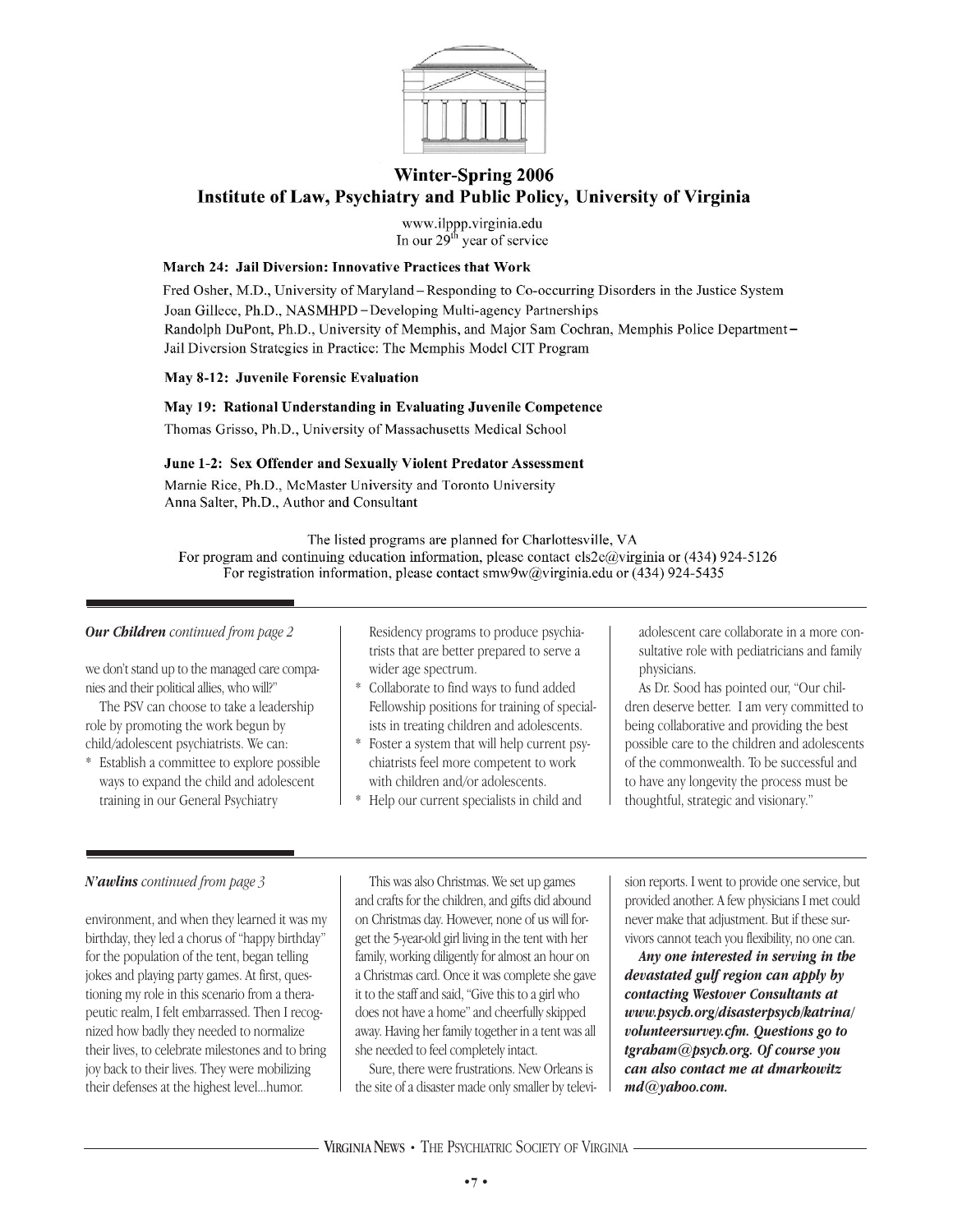## Winter-Spring 2006
## Institute of Law, Psychiatry and Public Policy, University of Virginia

www.ilppp.virginia.edu
In our 29th year of service

**March 24: Jail Diversion: Innovative Practices that Work**

Fred Osher, M.D., University of Maryland – Responding to Co-occurring Disorders in the Justice System
Joan Gillece, Ph.D., NASMHPD – Developing Multi-agency Partnerships
Randolph DuPont, Ph.D., University of Memphis, and Major Sam Cochran, Memphis Police Department – Jail Diversion Strategies in Practice: The Memphis Model CIT Program

**May 8-12: Juvenile Forensic Evaluation**

**May 19: Rational Understanding in Evaluating Juvenile Competence**

Thomas Grisso, Ph.D., University of Massachusetts Medical School

**June 1-2: Sex Offender and Sexually Violent Predator Assessment**

Marnie Rice, Ph.D., McMaster University and Toronto University
Anna Salter, Ph.D., Author and Consultant

The listed programs are planned for Charlottesville, VA
For program and continuing education information, please contact cls2e@virginia or (434) 924-5126
For registration information, please contact smw9w@virginia.edu or (434) 924-5435

---

***Our Children*** *continued from page 2*

we don't stand up to the managed care companies and their political allies, who will?"

The PSV can choose to take a leadership role by promoting the work begun by child/adolescent psychiatrists. We can:

* Establish a committee to explore possible ways to expand the child and adolescent training in our General Psychiatry Residency programs to produce psychiatrists that are better prepared to serve a wider age spectrum.
* Collaborate to find ways to fund added Fellowship positions for training of specialists in treating children and adolescents.
* Foster a system that will help current psychiatrists feel more competent to work with children and/or adolescents.
* Help our current specialists in child and adolescent care collaborate in a more consultative role with pediatricians and family physicians.

As Dr. Sood has pointed our, "Our children deserve better. I am very committed to being collaborative and providing the best possible care to the children and adolescents of the commonwealth. To be successful and to have any longevity the process must be thoughtful, strategic and visionary."

---

***N'awlins*** *continued from page 3*

environment, and when they learned it was my birthday, they led a chorus of "happy birthday" for the population of the tent, began telling jokes and playing party games. At first, questioning my role in this scenario from a therapeutic realm, I felt embarrassed. Then I recognized how badly they needed to normalize their lives, to celebrate milestones and to bring joy back to their lives. They were mobilizing their defenses at the highest level...humor.

This was also Christmas. We set up games and crafts for the children, and gifts did abound on Christmas day. However, none of us will forget the 5-year-old girl living in the tent with her family, working diligently for almost an hour on a Christmas card. Once it was complete she gave it to the staff and said, "Give this to a girl who does not have a home" and cheerfully skipped away. Having her family together in a tent was all she needed to feel completely intact.

Sure, there were frustrations. New Orleans is the site of a disaster made only smaller by television reports. I went to provide one service, but provided another. A few physicians I met could never make that adjustment. But if these survivors cannot teach you flexibility, no one can.

***Any one interested in serving in the devastated gulf region can apply by contacting Westover Consultants at www.psych.org/disasterpsych/katrina/volunteersurvey.cfm. Questions go to tgraham@psych.org. Of course you can also contact me at dmarkowitz md@yahoo.com.***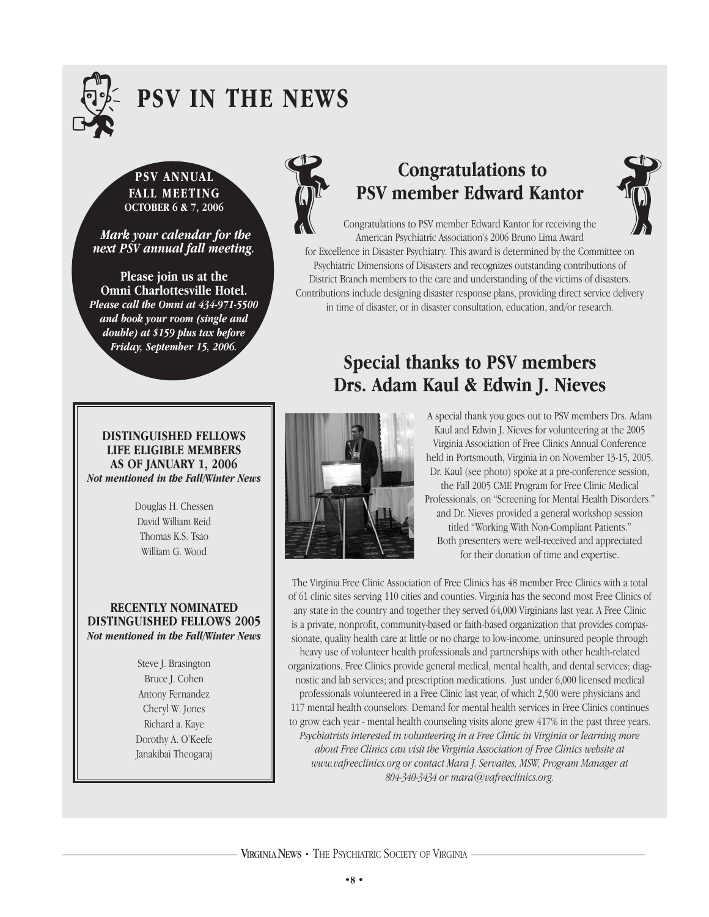# PSV IN THE NEWS

**PSV ANNUAL FALL MEETING**
**OCTOBER 6 & 7, 2006**

***Mark your calendar for the next PSV annual fall meeting.***

**Please join us at the Omni Charlottesville Hotel.**
***Please call the Omni at 434-971-5500 and book your room (single and double) at $159 plus tax before Friday, September 15, 2006.***

## Congratulations to PSV member Edward Kantor

Congratulations to PSV member Edward Kantor for receiving the American Psychiatric Association's 2006 Bruno Lima Award for Excellence in Disaster Psychiatry. This award is determined by the Committee on Psychiatric Dimensions of Disasters and recognizes outstanding contributions of District Branch members to the care and understanding of the victims of disasters. Contributions include designing disaster response plans, providing direct service delivery in time of disaster, or in disaster consultation, education, and/or research.

## Special thanks to PSV members Drs. Adam Kaul & Edwin J. Nieves

A special thank you goes out to PSV members Drs. Adam Kaul and Edwin J. Nieves for volunteering at the 2005 Virginia Association of Free Clinics Annual Conference held in Portsmouth, Virginia in on November 13-15, 2005. Dr. Kaul (see photo) spoke at a pre-conference session, the Fall 2005 CME Program for Free Clinic Medical Professionals, on "Screening for Mental Health Disorders." and Dr. Nieves provided a general workshop session titled "Working With Non-Compliant Patients." Both presenters were well-received and appreciated for their donation of time and expertise.

The Virginia Free Clinic Association of Free Clinics has 48 member Free Clinics with a total of 61 clinic sites serving 110 cities and counties. Virginia has the second most Free Clinics of any state in the country and together they served 64,000 Virginians last year. A Free Clinic is a private, nonprofit, community-based or faith-based organization that provides compassionate, quality health care at little or no charge to low-income, uninsured people through heavy use of volunteer health professionals and partnerships with other health-related organizations. Free Clinics provide general medical, mental health, and dental services; diagnostic and lab services; and prescription medications. Just under 6,000 licensed medical professionals volunteered in a Free Clinic last year, of which 2,500 were physicians and 117 mental health counselors. Demand for mental health services in Free Clinics continues to grow each year - mental health counseling visits alone grew 417% in the past three years. *Psychiatrists interested in volunteering in a Free Clinic in Virginia or learning more about Free Clinics can visit the Virginia Association of Free Clinics website at www.vafreeclinics.org or contact Mara J. Servaites, MSW, Program Manager at 804-340-3434 or mara@vafreeclinics.org.*

### DISTINGUISHED FELLOWS LIFE ELIGIBLE MEMBERS AS OF JANUARY 1, 2006

*Not mentioned in the Fall/Winter News*

Douglas H. Chessen
David William Reid
Thomas K.S. Tsao
William G. Wood

### RECENTLY NOMINATED DISTINGUISHED FELLOWS 2005

*Not mentioned in the Fall/Winter News*

Steve J. Brasington
Bruce J. Cohen
Antony Fernandez
Cheryl W. Jones
Richard a. Kaye
Dorothy A. O'Keefe
Janakibai Theogaraj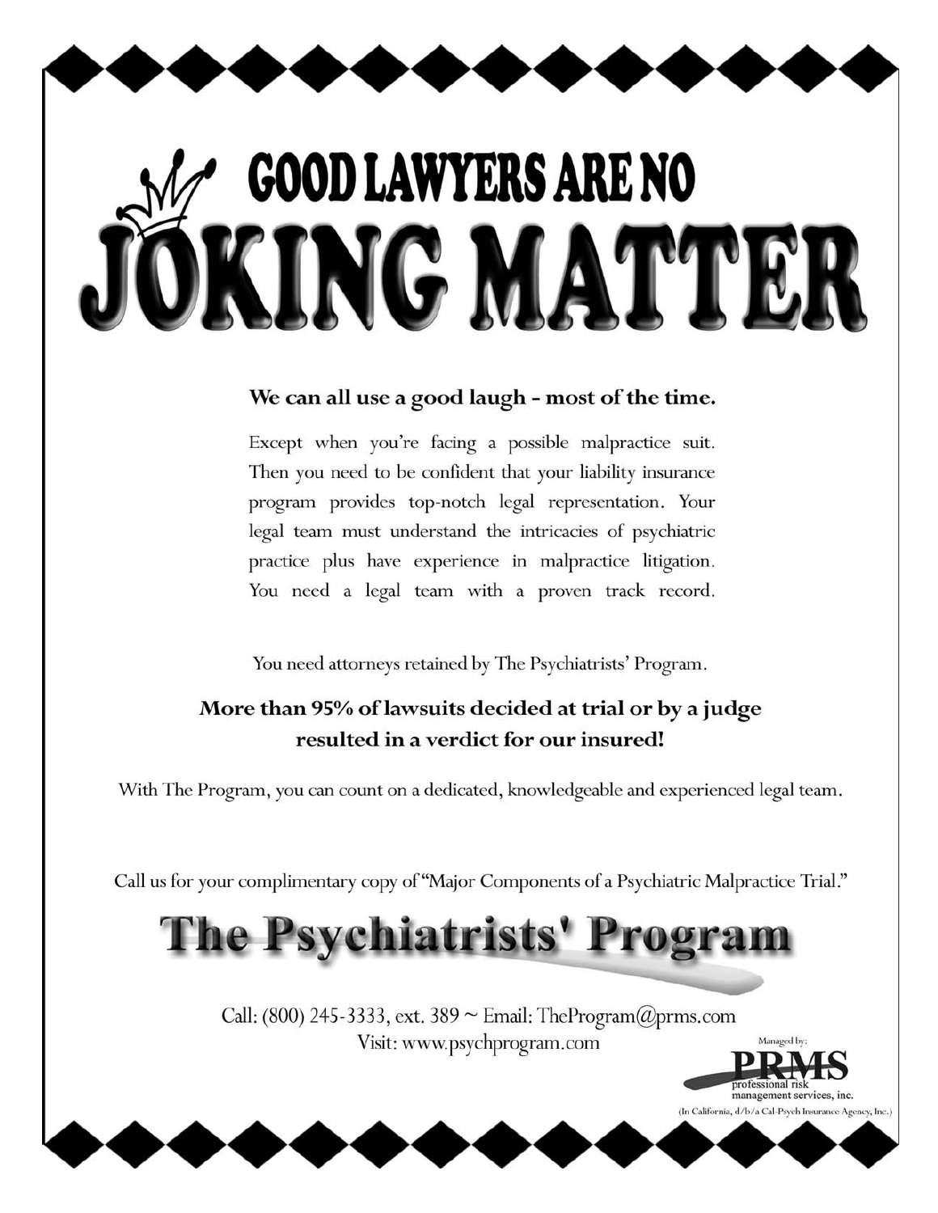# GOOD LAWYERS ARE NO JOKING MATTER

**We can all use a good laugh - most of the time.**

Except when you're facing a possible malpractice suit. Then you need to be confident that your liability insurance program provides top-notch legal representation. Your legal team must understand the intricacies of psychiatric practice plus have experience in malpractice litigation. You need a legal team with a proven track record.

You need attorneys retained by The Psychiatrists' Program.

**More than 95% of lawsuits decided at trial or by a judge resulted in a verdict for our insured!**

With The Program, you can count on a dedicated, knowledgeable and experienced legal team.

Call us for your complimentary copy of "Major Components of a Psychiatric Malpractice Trial."

## The Psychiatrists' Program

Call: (800) 245-3333, ext. 389 ~ Email: TheProgram@prms.com
Visit: www.psychprogram.com

Managed by:
PRMS
professional risk management services, inc.
(In California, d/b/a Cal-Psych Insurance Agency, Inc.)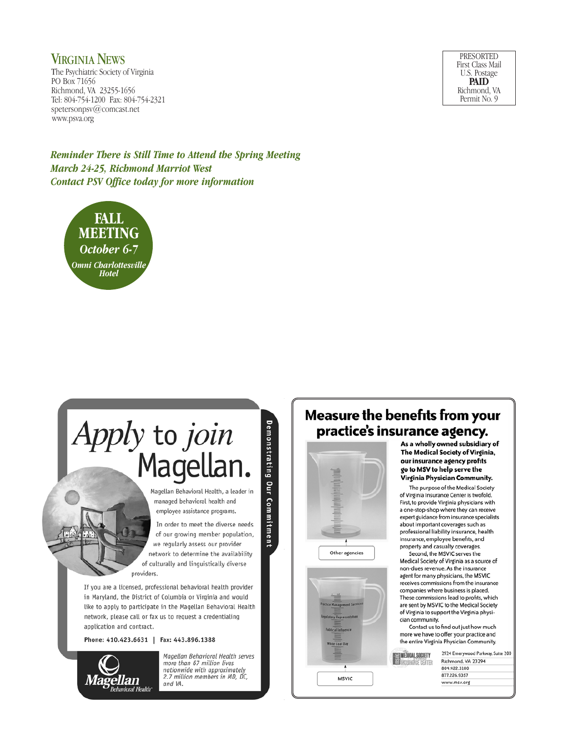## Virginia News

The Psychiatric Society of Virginia
PO Box 71656
Richmond, VA 23255-1656
Tel: 804-754-1200 Fax: 804-754-2321
spetersonpsv@comcast.net
www.psva.org

PRESORTED
First Class Mail
U.S. Postage
**PAID**
Richmond, VA
Permit No. 9

***Reminder There is Still Time to Attend the Spring Meeting***
***March 24-25, Richmond Marriot West***
***Contact PSV Office today for more information***

**FALL MEETING**
***October 6-7***
***Omni Charlottesville Hotel***

# *Apply* to *join* Magellan.

**Demonstrating Our Commitment**

Magellan Behavioral Health, a leader in managed behavioral health and employee assistance programs.

In order to meet the diverse needs of our growing member population, we regularly assess our provider network to determine the availability of culturally and linguistically diverse providers.

If you are a licensed, professional behavioral health provider in Maryland, the District of Columbia or Virginia and would like to apply to participate in the Magellan Behavioral Health network, please call or fax us to request a credentialing application and contract.

**Phone: 410.423.6631 | Fax: 443.896.1388**

Magellan Behavioral Health

*Magellan Behavioral Health serves more than 67 million lives nationwide with approximately 2.7 million members in MD, DC, and VA.*

# Measure the benefits from your practice's insurance agency.

Other agencies

Practice Management Services
Regulatory Representation
Political Influence
White Coat Day

MSVIC

**As a wholly owned subsidiary of The Medical Society of Virginia, our insurance agency profits go to MSV to help serve the Virginia Physician Community.**

The purpose of the Medical Society of Virginia Insurance Center is twofold. First, to provide Virginia physicians with a one-stop-shop where they can receive expert guidance from insurance specialists about important coverages such as professional liability insurance, health insurance, employee benefits, and property and casualty coverages.

Second, the MSVIC serves the Medical Society of Virginia as a source of non-dues revenue. As the insurance agent for many physicians, the MSVIC receives commissions from the insurance companies where business is placed. These commissions lead to profits, which are sent by MSVIC to the Medical Society of Virginia to support the Virginia physician community.

Contact us to find out just how much more we have to offer your practice and the entire Virginia Physician Community.

MSVIC The Medical Society of Virginia Insurance Center

2924 Emerywood Parkway, Suite 200
Richmond, VA 23294
804.422.3100
877.226.9357
www.msv.org